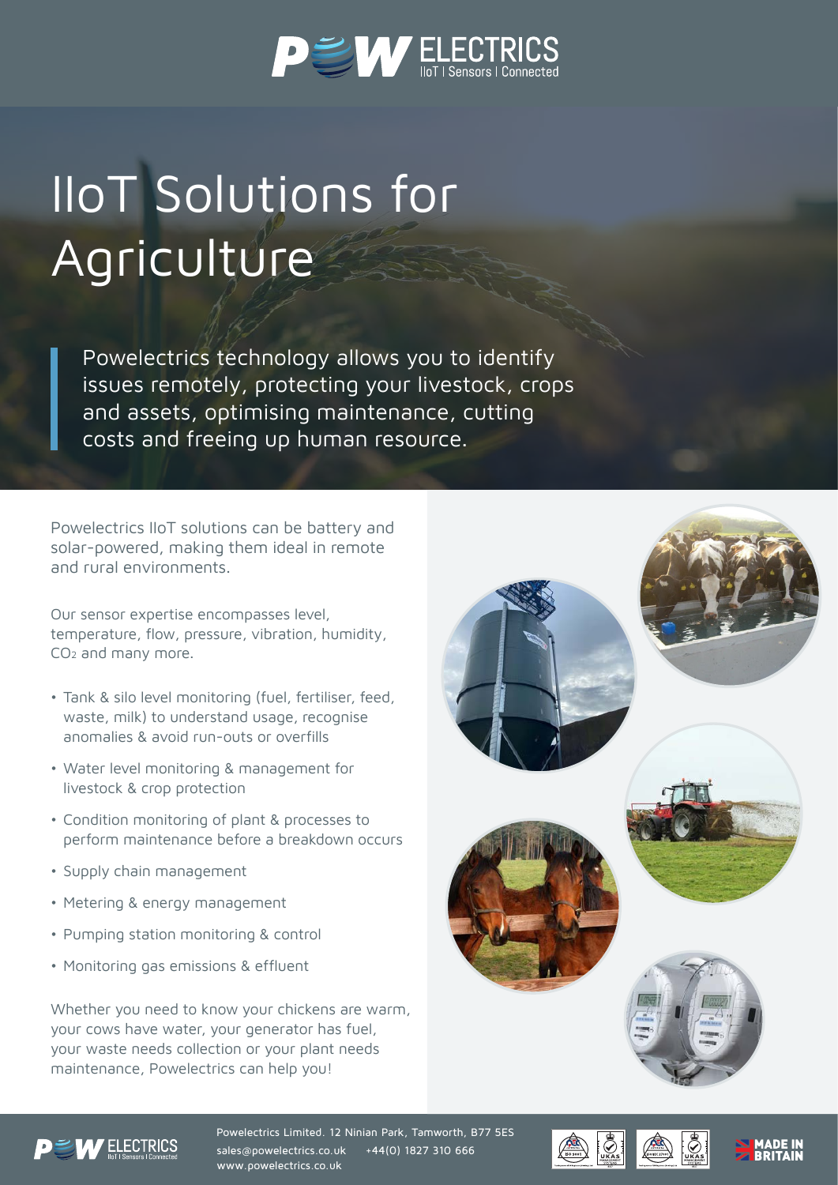# IIoT Solutions for Agriculture

Powelectrics technology allows you to identify issues remotely, protecting your livestock, crops and assets, optimising maintenance, cutting costs and freeing up human resource.

Powelectrics IIoT solutions can be battery and solar-powered, making them ideal in remote and rural environments.

Our sensor expertise encompasses level, temperature, flow, pressure, vibration, humidity, $CO_2$ and many more.

- Tank & silo level monitoring (fuel, fertiliser, feed, waste, milk) to understand usage, recognise anomalies & avoid run-outs or overfills
- Water level monitoring & management for livestock & crop protection
- Condition monitoring of plant & processes to perform maintenance before a breakdown occurs
- Supply chain management
- Metering & energy management
- Pumping station monitoring & control
- Monitoring gas emissions & effluent

Whether you need to know your chickens are warm, your cows have water, your generator has fuel, your waste needs collection or your plant needs maintenance, Powelectrics can help you!

Powelectrics Limited. 12 Ninian Park, Tamworth, B77 5ES
sales@powelectrics.co.uk +44(0) 1827 310 666
www.powelectrics.co.uk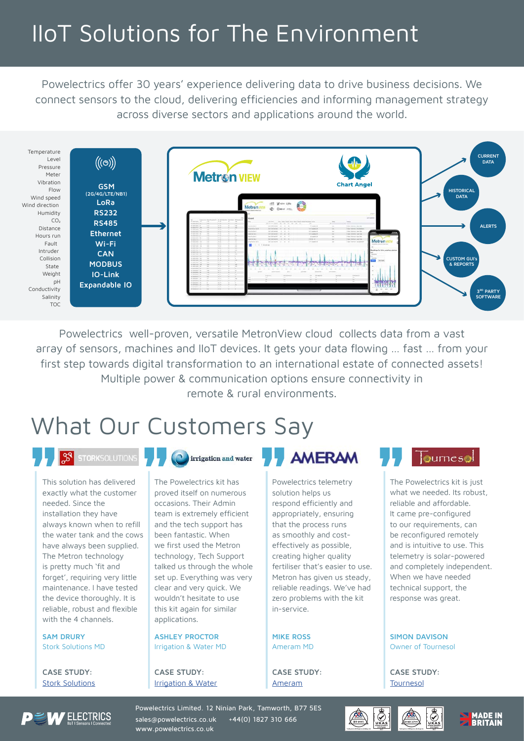# IIoT Solutions for The Environment

Powelectrics offer 30 years' experience delivering data to drive business decisions. We connect sensors to the cloud, delivering efficiencies and informing management strategy across diverse sectors and applications around the world.

Temperature
Level
Pressure
Meter
Vibration
Flow
Wind speed
Wind direction
Humidity
$CO_2$
Distance
Hours run
Fault
Intruder
Collision
State
Weight
pH
Conductivity
Salinity
TOC

GSM
(2G/4G/LTE/NB1)
LoRa
RS232
RS485
Ethernet
Wi-Fi
CAN
MODBUS
IO-Link
Expandable IO

MetronVIEW
Chart Angel

CURRENT DATA
HISTORICAL DATA
ALERTS
CUSTOM GUI's & REPORTS
3RD PARTY SOFTWARE

Powelectrics well-proven, versatile MetronView cloud collects data from a vast array of sensors, machines and IIoT devices. It gets your data flowing ... fast ... from your first step towards digital transformation to an international estate of connected assets! Multiple power & communication options ensure connectivity in remote & rural environments.

# What Our Customers Say

**STORKSOLUTIONS**

This solution has delivered exactly what the customer needed. Since the installation they have always known when to refill the water tank and the cows have always been supplied. The Metron technology is pretty much 'fit and forget', requiring very little maintenance. I have tested the device thoroughly. It is reliable, robust and flexible with the 4 channels.

**SAM DRURY**
Stork Solutions MD

**CASE STUDY:**
Stork Solutions

**irrigation and water**

The Powelectrics kit has proved itself on numerous occasions. Their Admin team is extremely efficient and the tech support has been fantastic. When we first used the Metron technology, Tech Support talked us through the whole set up. Everything was very clear and very quick. We wouldn't hesitate to use this kit again for similar applications.

**ASHLEY PROCTOR**
Irrigation & Water MD

**CASE STUDY:**
Irrigation & Water

**AMERAM**

Powelectrics telemetry solution helps us respond efficiently and appropriately, ensuring that the process runs as smoothly and cost-effectively as possible, creating higher quality fertiliser that's easier to use. Metron has given us steady, reliable readings. We've had zero problems with the kit in-service.

**MIKE ROSS**
Ameram MD

**CASE STUDY:**
Ameram

**Tournesol**

The Powelectrics kit is just what we needed. Its robust, reliable and affordable. It came pre-configured to our requirements, can be reconfigured remotely and is intuitive to use. This telemetry is solar-powered and completely independent. When we have needed technical support, the response was great.

**SIMON DAVISON**
Owner of Tournesol

**CASE STUDY:**
Tournesol

POW ELECTRICS IIoT | Sensors | Connected

Powelectrics Limited. 12 Ninian Park, Tamworth, B77 5ES
sales@powelectrics.co.uk +44(0) 1827 310 666
www.powelectrics.co.uk

MADE IN BRITAIN